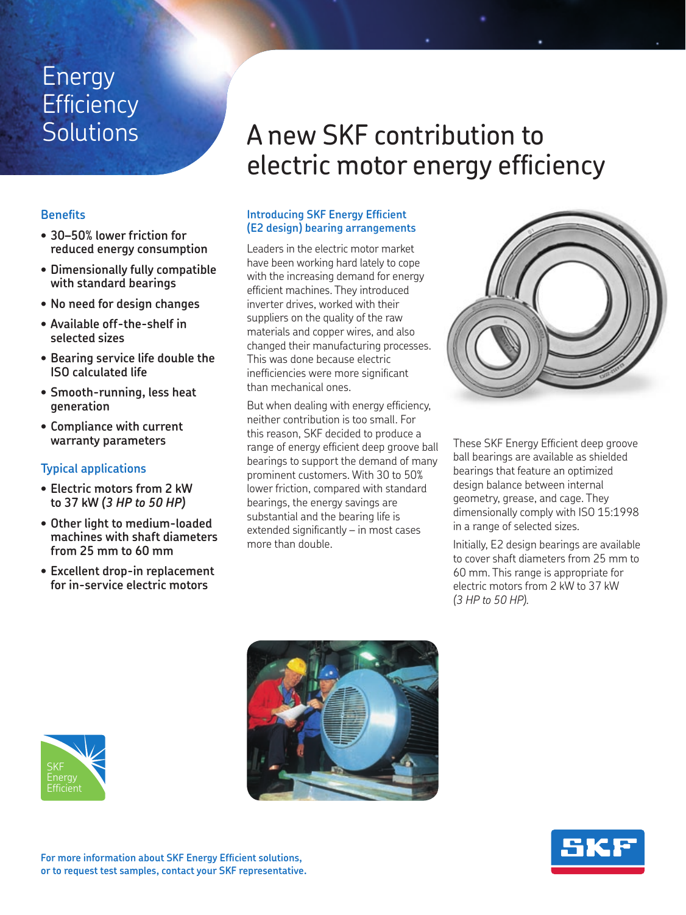# Energy Efficiency Solutions

# A new SKF contribution to electric motor energy efficiency

## Benefits

- 30–50% lower friction for reduced energy consumption
- Dimensionally fully compatible with standard bearings
- No need for design changes
- Available off-the-shelf in selected sizes
- Bearing service life double the ISO calculated life
- Smooth-running, less heat generation
- Compliance with current warranty parameters

## Typical applications

- Electric motors from 2 kW to 37 kW *(3 HP to 50 HP)*
- Other light to medium-loaded machines with shaft diameters from 25 mm to 60 mm
- Excellent drop-in replacement for in-service electric motors

## Introducing SKF Energy Efficient (E2 design) bearing arrangements

Leaders in the electric motor market have been working hard lately to cope with the increasing demand for energy efficient machines. They introduced inverter drives, worked with their suppliers on the quality of the raw materials and copper wires, and also changed their manufacturing processes. This was done because electric inefficiencies were more significant than mechanical ones.

But when dealing with energy efficiency, neither contribution is too small. For this reason, SKF decided to produce a range of energy efficient deep groove ball bearings to support the demand of many prominent customers. With 30 to 50% lower friction, compared with standard bearings, the energy savings are substantial and the bearing life is extended significantly – in most cases more than double.

These SKF Energy Efficient deep groove ball bearings are available as shielded bearings that feature an optimized design balance between internal geometry, grease, and cage. They dimensionally comply with ISO 15:1998 in a range of selected sizes.

Initially, E2 design bearings are available to cover shaft diameters from 25 mm to 60 mm. This range is appropriate for electric motors from 2 kW to 37 kW *(3 HP to 50 HP)*.

SKF Energy Efficient

**For more information about SKF Energy Efficient solutions, or to request test samples, contact your SKF representative.**

SKF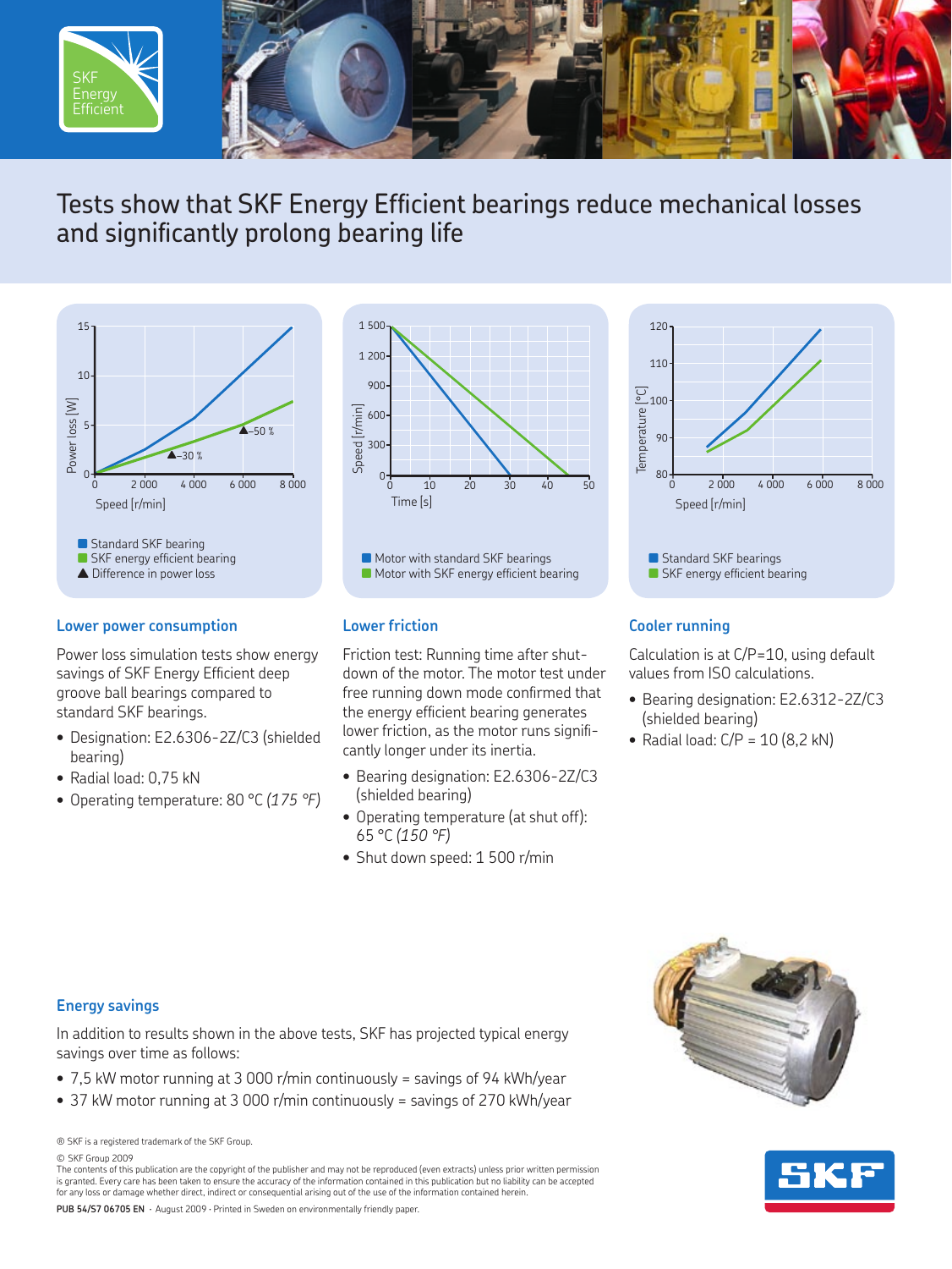SKF Energy Efficient

# Tests show that SKF Energy Efficient bearings reduce mechanical losses and significantly prolong bearing life

15
10
5
0
Power loss [W]
0
2 000
4 000
6 000
8 000
Speed [r/min]
–30 %
–50 %

Standard SKF bearing
SKF energy efficient bearing
Difference in power loss

## Lower power consumption

Power loss simulation tests show energy savings of SKF Energy Efficient deep groove ball bearings compared to standard SKF bearings.

- Designation: E2.6306-2Z/C3 (shielded bearing)
- Radial load: 0,75 kN
- Operating temperature: 80 °C *(175 °F)*

1 500
1 200
900
600
300
0
Speed [r/min]
0
10
20
30
40
50
Time [s]

Motor with standard SKF bearings
Motor with SKF energy efficient bearing

## Lower friction

Friction test: Running time after shut-down of the motor. The motor test under free running down mode confirmed that the energy efficient bearing generates lower friction, as the motor runs significantly longer under its inertia.

- Bearing designation: E2.6306-2Z/C3 (shielded bearing)
- Operating temperature (at shut off): 65 °C *(150 °F)*
- Shut down speed: 1 500 r/min

120
110
100
90
80
Temperature [°C]
0
2 000
4 000
6 000
8 000
Speed [r/min]

Standard SKF bearings
SKF energy efficient bearing

## Cooler running

Calculation is at C/P=10, using default values from ISO calculations.

- Bearing designation: E2.6312-2Z/C3 (shielded bearing)
- Radial load: C/P = 10 (8,2 kN)

## Energy savings

In addition to results shown in the above tests, SKF has projected typical energy savings over time as follows:

- 7,5 kW motor running at 3 000 r/min continuously = savings of 94 kWh/year
- 37 kW motor running at 3 000 r/min continuously = savings of 270 kWh/year

® SKF is a registered trademark of the SKF Group.

© SKF Group 2009

The contents of this publication are the copyright of the publisher and may not be reproduced (even extracts) unless prior written permission is granted. Every care has been taken to ensure the accuracy of the information contained in this publication but no liability can be accepted for any loss or damage whether direct, indirect or consequential arising out of the use of the information contained herein.

**PUB 54/S7 06705 EN** · August 2009 · Printed in Sweden on environmentally friendly paper.

SKF